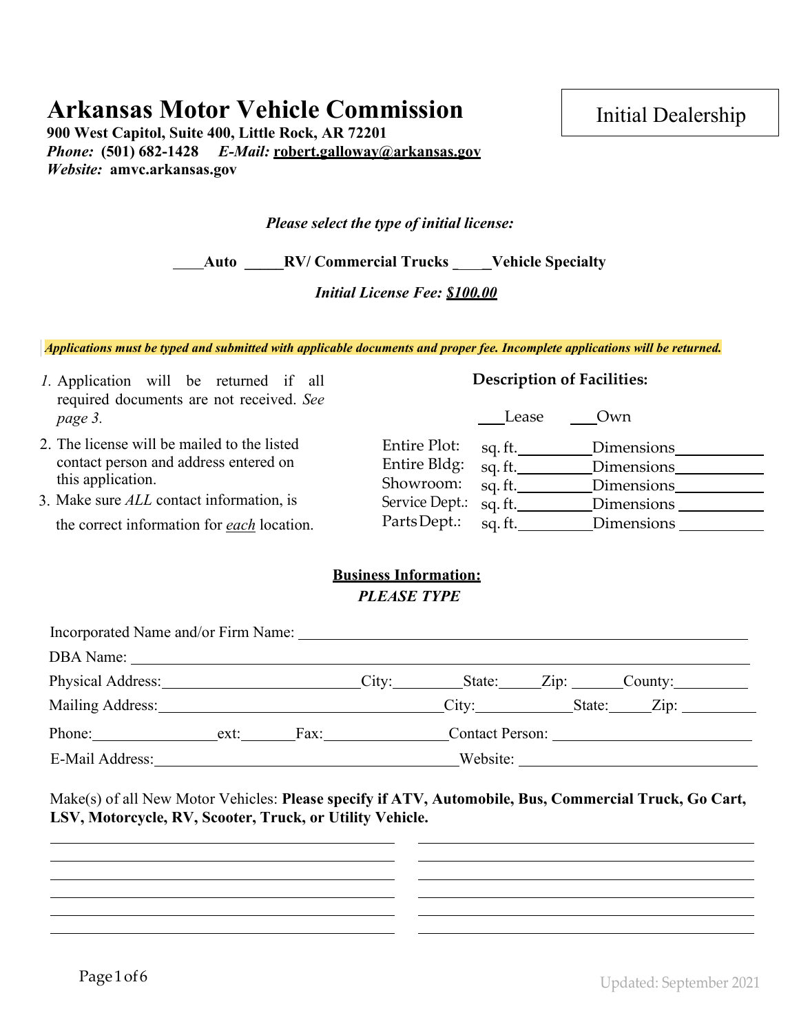# Arkansas Motor Vehicle Commission

**900 West Capitol, Suite 400, Little Rock, AR 72201**
***Phone:*** **(501) 682-1428** ***E-Mail:*** **robert.galloway@arkansas.gov**
***Website:*** **amvc.arkansas.gov**

Initial Dealership

***Please select the type of initial license:***

____**Auto** _____**RV/ Commercial Trucks** _____**Vehicle Specialty**

***Initial License Fee: $100.00***

***Applications must be typed and submitted with applicable documents and proper fee. Incomplete applications will be returned.***

1. Application will be returned if all required documents are not received. *See page 3.*
2. The license will be mailed to the listed contact person and address entered on this application.
3. Make sure *ALL* contact information, is the correct information for *each* location.

**Description of Facilities:**

___Lease ___Own

| | | |
|---|---|---|
| Entire Plot: | sq. ft.________ | Dimensions__________ |
| Entire Bldg: | sq. ft.________ | Dimensions__________ |
| Showroom: | sq. ft.________ | Dimensions__________ |
| Service Dept.: | sq. ft.________ | Dimensions__________ |
| Parts Dept.: | sq. ft.________ | Dimensions__________ |

**Business Information:**
***PLEASE TYPE***

Incorporated Name and/or Firm Name: ______________________________________________

DBA Name: ______________________________________________________________

Physical Address:______________________City:_________State:_____Zip: ______County:_________

Mailing Address:__________________________________City:___________State:_____Zip: _________

Phone:_______________ext:______Fax:_______________Contact Person: ______________________

E-Mail Address:______________________________________Website: ___________________________

Make(s) of all New Motor Vehicles: **Please specify if ATV, Automobile, Bus, Commercial Truck, Go Cart, LSV, Motorcycle, RV, Scooter, Truck, or Utility Vehicle.**

_______________________________________ _______________________________________
_______________________________________ _______________________________________
_______________________________________ _______________________________________
_______________________________________ _______________________________________
_______________________________________ _______________________________________
_______________________________________ _______________________________________

Updated: September 2021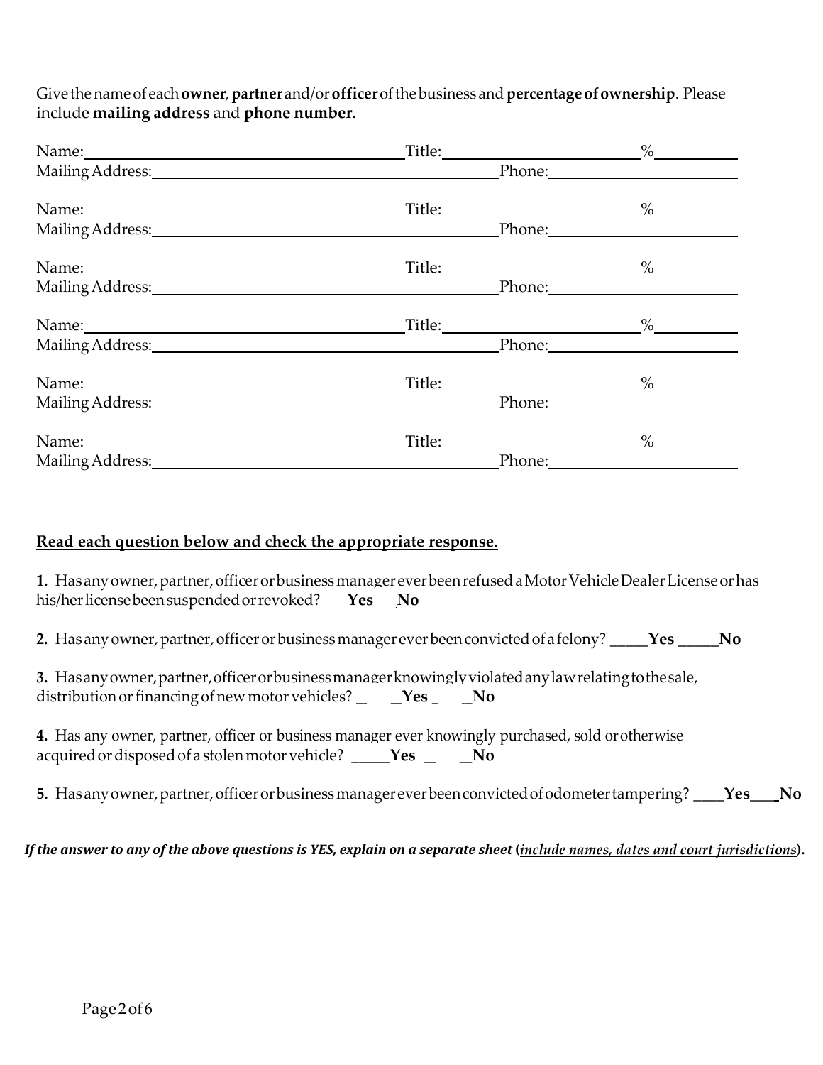Give the name of each **owner**, **partner** and/or **officer** of the business and **percentage of ownership**. Please include **mailing address** and **phone number**.

Name:_______________________________________ Title:_______________________ %__________
Mailing Address:_______________________________________ Phone:_______________________

Name:_______________________________________ Title:_______________________ %__________
Mailing Address:_______________________________________ Phone:_______________________

Name:_______________________________________ Title:_______________________ %__________
Mailing Address:_______________________________________ Phone:_______________________

Name:_______________________________________ Title:_______________________ %__________
Mailing Address:_______________________________________ Phone:_______________________

Name:_______________________________________ Title:_______________________ %__________
Mailing Address:_______________________________________ Phone:_______________________

Name:_______________________________________ Title:_______________________ %__________
Mailing Address:_______________________________________ Phone:_______________________

**Read each question below and check the appropriate response.**

**1.** Has any owner, partner, officer or business manager ever been refused a Motor Vehicle Dealer License or has his/her license been suspended or revoked? **Yes** **No**

**2.** Has any owner, partner, officer or business manager ever been convicted of a felony? _____**Yes** _____**No**

**3.** Has any owner, partner, officer or business manager knowingly violated any law relating to the sale, distribution or financing of new motor vehicles? _____**Yes** _____**No**

**4.** Has any owner, partner, officer or business manager ever knowingly purchased, sold or otherwise acquired or disposed of a stolen motor vehicle? _____**Yes** _____**No**

**5.** Has any owner, partner, officer or business manager ever been convicted of odometer tampering? ____**Yes**____**No**

***If the answer to any of the above questions is YES, explain on a separate sheet (include names, dates and court jurisdictions).***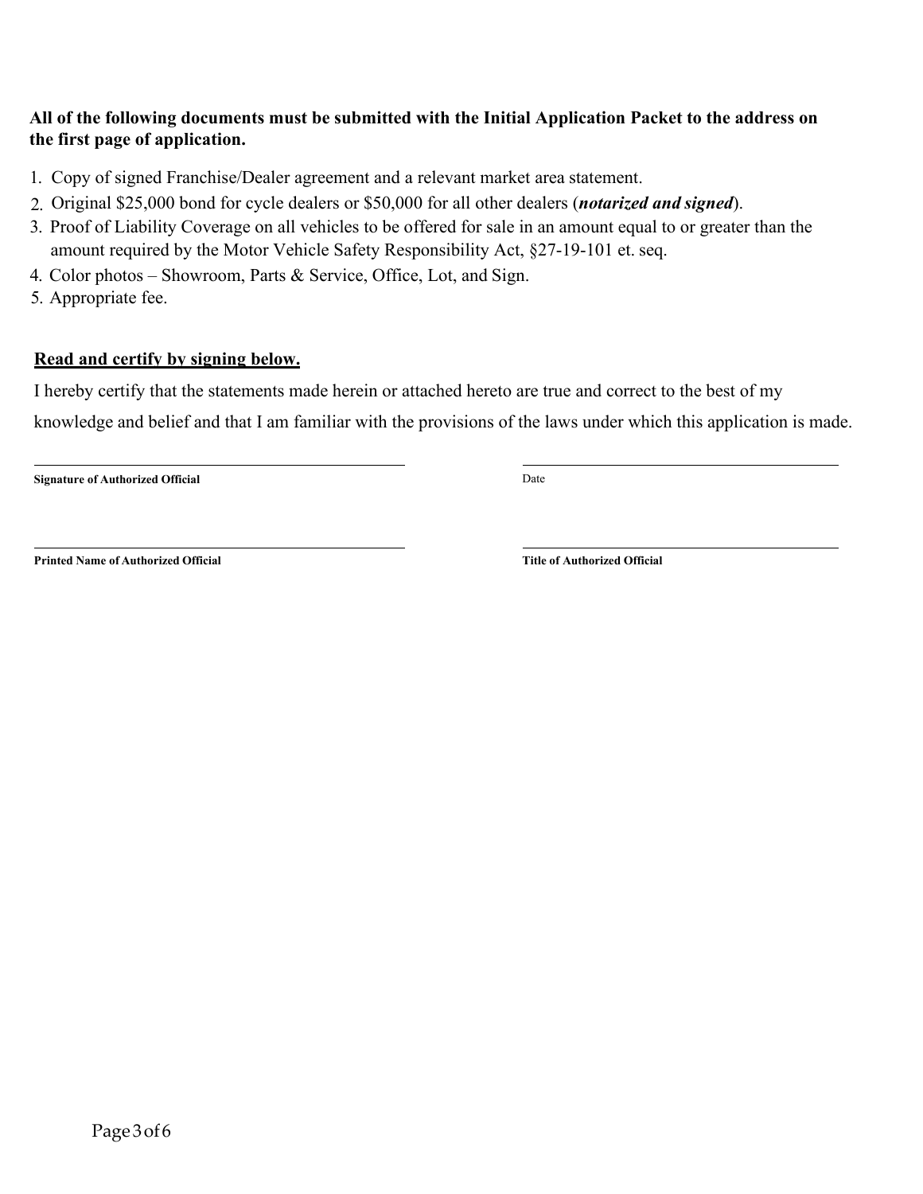**All of the following documents must be submitted with the Initial Application Packet to the address on the first page of application.**

1. Copy of signed Franchise/Dealer agreement and a relevant market area statement.
2. Original $25,000 bond for cycle dealers or $50,000 for all other dealers (***notarized and signed***).
3. Proof of Liability Coverage on all vehicles to be offered for sale in an amount equal to or greater than the amount required by the Motor Vehicle Safety Responsibility Act, §27-19-101 et. seq.
4. Color photos – Showroom, Parts & Service, Office, Lot, and Sign.
5. Appropriate fee.

**Read and certify by signing below.**

I hereby certify that the statements made herein or attached hereto are true and correct to the best of my knowledge and belief and that I am familiar with the provisions of the laws under which this application is made.

| | |
|---|---|
| ______________________________ | ______________________________ |
| **Signature of Authorized Official** | Date |
| ______________________________ | ______________________________ |
| **Printed Name of Authorized Official** | **Title of Authorized Official** |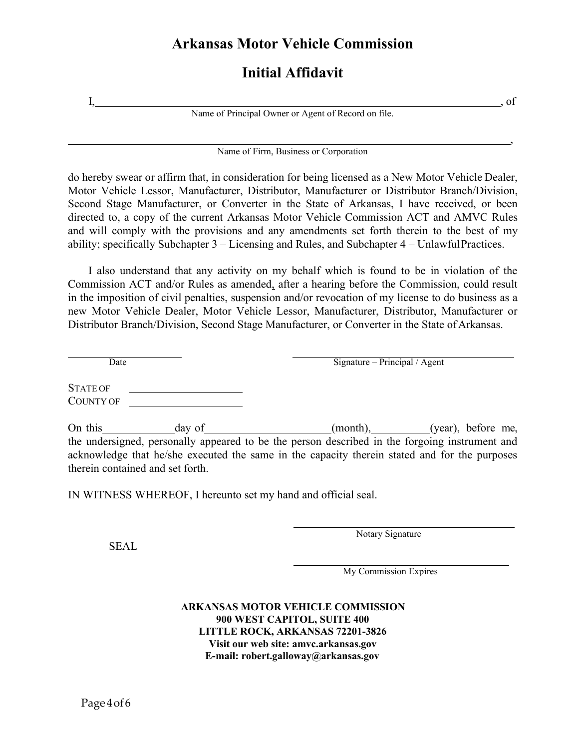# Arkansas Motor Vehicle Commission

## Initial Affidavit

I,\_\_\_\_\_\_\_\_\_\_\_\_\_\_\_\_\_\_\_\_\_\_\_\_\_\_\_\_\_\_\_\_\_\_\_\_\_\_\_\_\_\_\_\_\_\_\_\_\_\_\_\_\_\_\_\_\_\_\_\_, of
Name of Principal Owner or Agent of Record on file.

\_\_\_\_\_\_\_\_\_\_\_\_\_\_\_\_\_\_\_\_\_\_\_\_\_\_\_\_\_\_\_\_\_\_\_\_\_\_\_\_\_\_\_\_\_\_\_\_\_\_\_\_\_\_\_\_\_\_\_\_\_\_\_\_,
Name of Firm, Business or Corporation

do hereby swear or affirm that, in consideration for being licensed as a New Motor Vehicle Dealer, Motor Vehicle Lessor, Manufacturer, Distributor, Manufacturer or Distributor Branch/Division, Second Stage Manufacturer, or Converter in the State of Arkansas, I have received, or been directed to, a copy of the current Arkansas Motor Vehicle Commission ACT and AMVC Rules and will comply with the provisions and any amendments set forth therein to the best of my ability; specifically Subchapter 3 – Licensing and Rules, and Subchapter 4 – Unlawful Practices.

I also understand that any activity on my behalf which is found to be in violation of the Commission ACT and/or Rules as amended, after a hearing before the Commission, could result in the imposition of civil penalties, suspension and/or revocation of my license to do business as a new Motor Vehicle Dealer, Motor Vehicle Lessor, Manufacturer, Distributor, Manufacturer or Distributor Branch/Division, Second Stage Manufacturer, or Converter in the State of Arkansas.

\_\_\_\_\_\_\_\_\_\_\_\_\_\_\_\_\_\_\_\_ \_\_\_\_\_\_\_\_\_\_\_\_\_\_\_\_\_\_\_\_\_\_\_\_\_\_\_\_\_\_\_\_\_\_\_\_
Date Signature – Principal / Agent

STATE OF \_\_\_\_\_\_\_\_\_\_\_\_\_\_\_\_\_\_\_\_
COUNTY OF \_\_\_\_\_\_\_\_\_\_\_\_\_\_\_\_\_\_\_\_

On this\_\_\_\_\_\_\_\_\_\_\_day of\_\_\_\_\_\_\_\_\_\_\_\_\_\_\_\_\_\_\_\_(month),\_\_\_\_\_\_\_\_\_\_(year), before me, the undersigned, personally appeared to be the person described in the forgoing instrument and acknowledge that he/she executed the same in the capacity therein stated and for the purposes therein contained and set forth.

IN WITNESS WHEREOF, I hereunto set my hand and official seal.

\_\_\_\_\_\_\_\_\_\_\_\_\_\_\_\_\_\_\_\_\_\_\_\_\_\_\_\_\_\_\_\_\_\_\_\_
Notary Signature

SEAL

\_\_\_\_\_\_\_\_\_\_\_\_\_\_\_\_\_\_\_\_\_\_\_\_\_\_\_\_\_\_\_\_\_\_\_\_
My Commission Expires

**ARKANSAS MOTOR VEHICLE COMMISSION**
**900 WEST CAPITOL, SUITE 400**
**LITTLE ROCK, ARKANSAS 72201-3826**
**Visit our web site: amvc.arkansas.gov**
**E-mail: robert.galloway@arkansas.gov**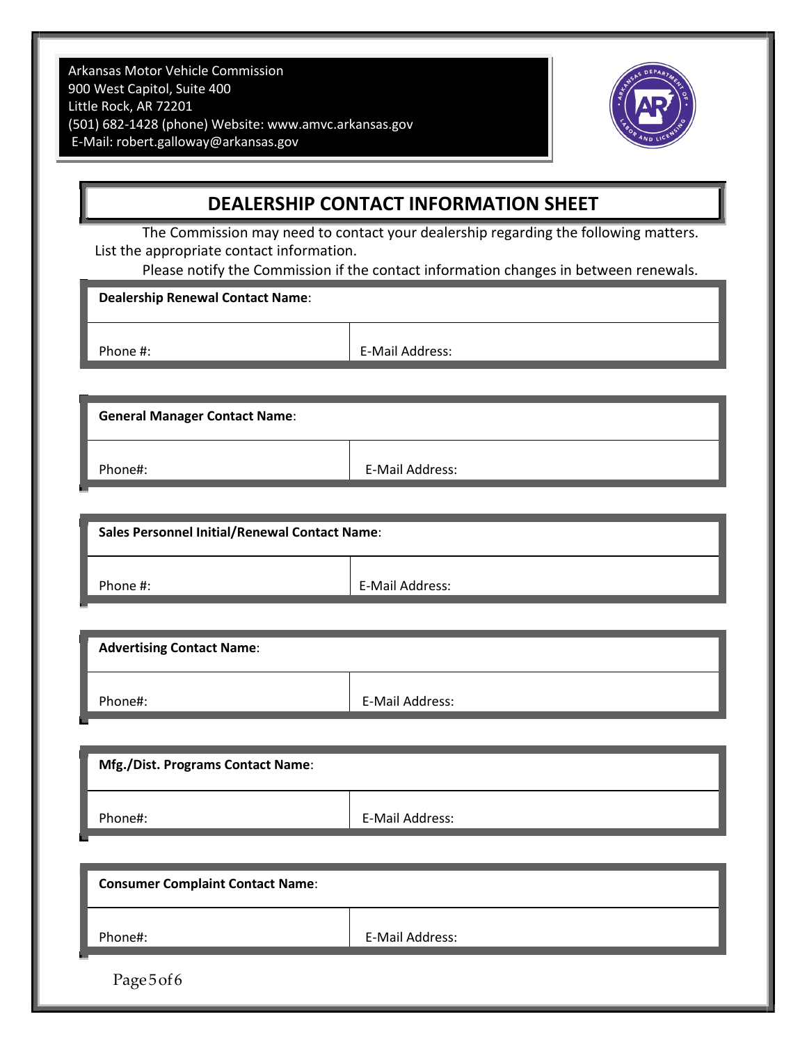Arkansas Motor Vehicle Commission
900 West Capitol, Suite 400
Little Rock, AR 72201
(501) 682-1428 (phone) Website: www.amvc.arkansas.gov
E-Mail: robert.galloway@arkansas.gov

# DEALERSHIP CONTACT INFORMATION SHEET

The Commission may need to contact your dealership regarding the following matters. List the appropriate contact information.

Please notify the Commission if the contact information changes in between renewals.

| **Dealership Renewal Contact Name**: | |
|---|---|
| Phone #: | E-Mail Address: |

| **General Manager Contact Name**: | |
|---|---|
| Phone#: | E-Mail Address: |

| **Sales Personnel Initial/Renewal Contact Name**: | |
|---|---|
| Phone #: | E-Mail Address: |

| **Advertising Contact Name**: | |
|---|---|
| Phone#: | E-Mail Address: |

| **Mfg./Dist. Programs Contact Name**: | |
|---|---|
| Phone#: | E-Mail Address: |

| **Consumer Complaint Contact Name**: | |
|---|---|
| Phone#: | E-Mail Address: |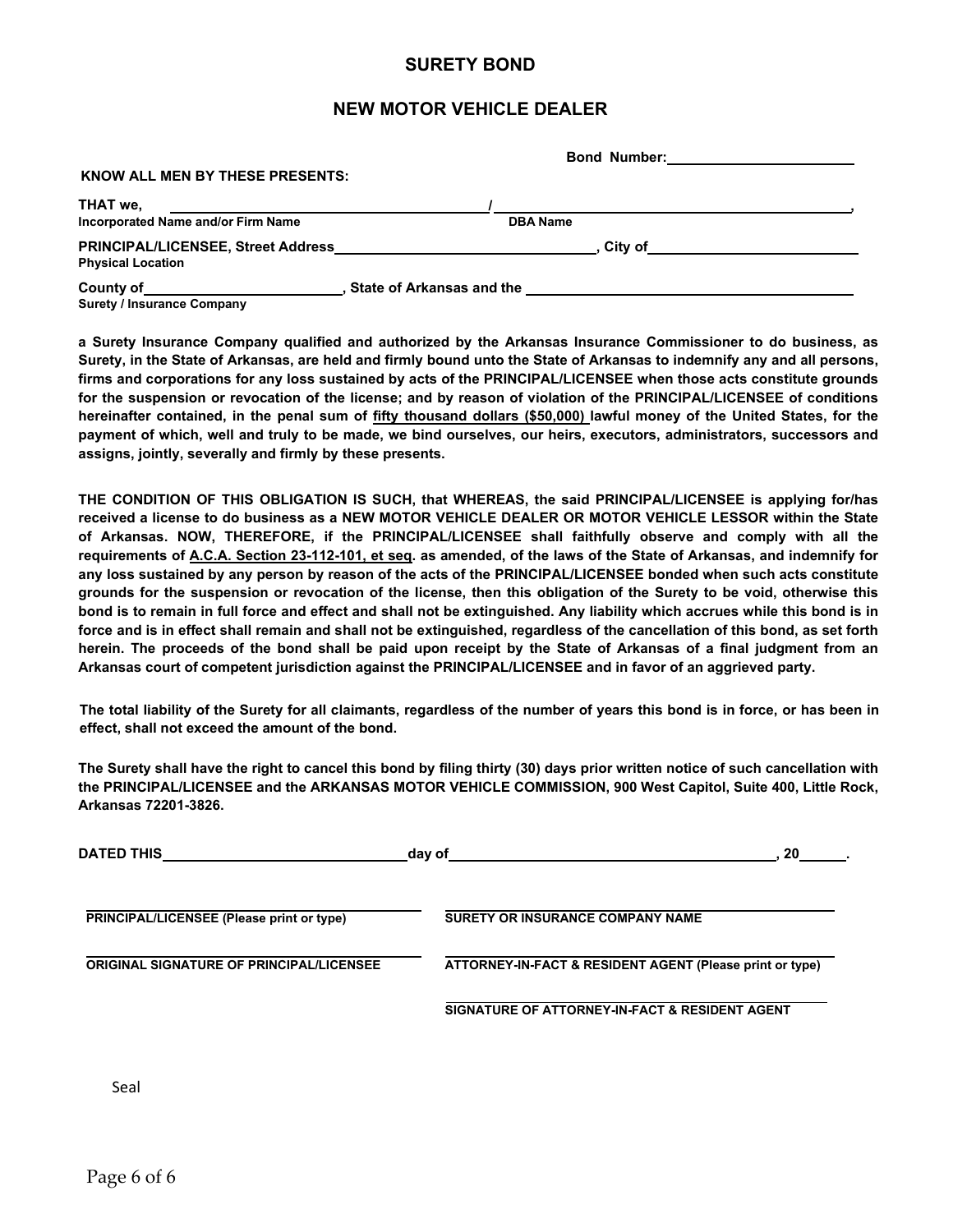# SURETY BOND

## NEW MOTOR VEHICLE DEALER

**Bond Number:** ______________________

**KNOW ALL MEN BY THESE PRESENTS:**

**THAT we,** ______________________________ / ______________________________,
**Incorporated Name and/or Firm Name** **DBA Name**

**PRINCIPAL/LICENSEE, Street Address** ______________________________, **City of** ______________________
**Physical Location**

**County of** ______________________, **State of Arkansas and the** ______________________________
**Surety / Insurance Company**

**a Surety Insurance Company qualified and authorized by the Arkansas Insurance Commissioner to do business, as Surety, in the State of Arkansas, are held and firmly bound unto the State of Arkansas to indemnify any and all persons, firms and corporations for any loss sustained by acts of the PRINCIPAL/LICENSEE when those acts constitute grounds for the suspension or revocation of the license; and by reason of violation of the PRINCIPAL/LICENSEE of conditions hereinafter contained, in the penal sum of <u>fifty thousand dollars ($50,000)</u> lawful money of the United States, for the payment of which, well and truly to be made, we bind ourselves, our heirs, executors, administrators, successors and assigns, jointly, severally and firmly by these presents.**

**THE CONDITION OF THIS OBLIGATION IS SUCH, that WHEREAS, the said PRINCIPAL/LICENSEE is applying for/has received a license to do business as a NEW MOTOR VEHICLE DEALER OR MOTOR VEHICLE LESSOR within the State of Arkansas. NOW, THEREFORE, if the PRINCIPAL/LICENSEE shall faithfully observe and comply with all the requirements of <u>A.C.A. Section 23-112-101, et seq</u>. as amended, of the laws of the State of Arkansas, and indemnify for any loss sustained by any person by reason of the acts of the PRINCIPAL/LICENSEE bonded when such acts constitute grounds for the suspension or revocation of the license, then this obligation of the Surety to be void, otherwise this bond is to remain in full force and effect and shall not be extinguished. Any liability which accrues while this bond is in force and is in effect shall remain and shall not be extinguished, regardless of the cancellation of this bond, as set forth herein. The proceeds of the bond shall be paid upon receipt by the State of Arkansas of a final judgment from an Arkansas court of competent jurisdiction against the PRINCIPAL/LICENSEE and in favor of an aggrieved party.**

**The total liability of the Surety for all claimants, regardless of the number of years this bond is in force, or has been in effect, shall not exceed the amount of the bond.**

**The Surety shall have the right to cancel this bond by filing thirty (30) days prior written notice of such cancellation with the PRINCIPAL/LICENSEE and the ARKANSAS MOTOR VEHICLE COMMISSION, 900 West Capitol, Suite 400, Little Rock, Arkansas 72201-3826.**

**DATED THIS** ______________________ **day of** ______________________________, **20**______.

______________________________
**PRINCIPAL/LICENSEE (Please print or type)**

______________________________
**SURETY OR INSURANCE COMPANY NAME**

______________________________
**ORIGINAL SIGNATURE OF PRINCIPAL/LICENSEE**

______________________________
**ATTORNEY-IN-FACT & RESIDENT AGENT (Please print or type)**

______________________________
**SIGNATURE OF ATTORNEY-IN-FACT & RESIDENT AGENT**

Seal